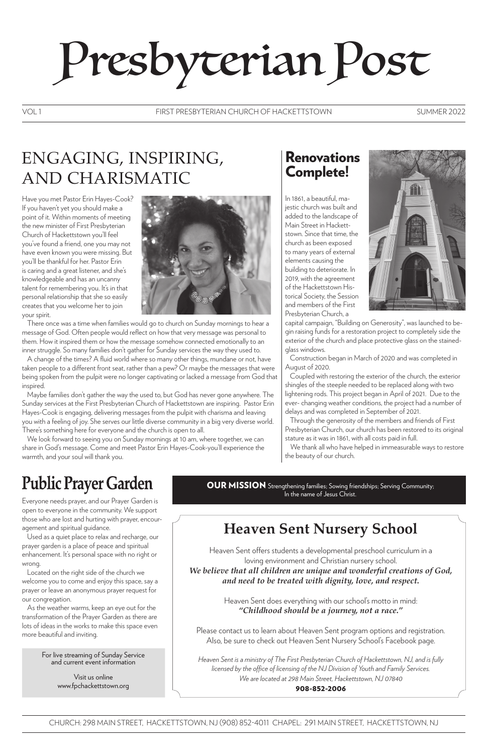# Presbyterian Post

VOL 1 — FIRST PRESBYTERIAN CHURCH OF HACKETTSTOWN — SUMMER 2022

## ENGAGING, INSPIRING, AND CHARISMATIC

Have you met Pastor Erin Hayes-Cook? If you haven't yet you should make a point of it. Within moments of meeting the new minister of First Presbyterian Church of Hackettstown you'll feel you've found a friend, one you may not have even known you were missing. But you'll be thankful for her. Pastor Erin is caring and a great listener, and she's knowledgeable and has an uncanny talent for remembering you. It's in that personal relationship that she so easily creates that you welcome her to join your spirit.

There once was a time when families would go to church on Sunday mornings to hear a message of God. Often people would reflect on how that very message was personal to them. How it inspired them or how the message somehow connected emotionally to an inner struggle. So many families don't gather for Sunday services the way they used to.

A change of the times? A fluid world where so many other things, mundane or not, have taken people to a different front seat, rather than a pew? Or maybe the messages that were being spoken from the pulpit were no longer captivating or lacked a message from God that inspired.

Maybe families don't gather the way the used to, but God has never gone anywhere. The Sunday services at the First Presbyterian Church of Hackettstown are inspiring. Pastor Erin Hayes-Cook is engaging, delivering messages from the pulpit with charisma and leaving you with a feeling of joy. She serves our little diverse community in a big very diverse world. There's something here for everyone and the church is open to all.

We look forward to seeing you on Sunday mornings at 10 am, where together, we can share in God's message. Come and meet Pastor Erin Hayes-Cook-you'll experience the warmth, and your soul will thank you.

## Renovations Complete!

In 1861, a beautiful, majestic church was built and added to the landscape of Main Street in Hackettstown. Since that time, the church as been exposed to many years of external elements causing the building to deteriorate. In 2019, with the agreement of the Hackettstown Historical Society, the Session and members of the First Presbyterian Church, a capital campaign, "Building on Generosity", was launched to begin raising funds for a restoration project to completely side the exterior of the church and place protective glass on the stained-glass windows.

Construction began in March of 2020 and was completed in August of 2020.

Coupled with restoring the exterior of the church, the exterior shingles of the steeple needed to be replaced along with two lightening rods. This project began in April of 2021. Due to the ever- changing weather conditions, the project had a number of delays and was completed in September of 2021.

Through the generosity of the members and friends of First Presbyterian Church, our church has been restored to its original stature as it was in 1861, with all costs paid in full.

We thank all who have helped in immeasurable ways to restore the beauty of our church.

## Public Prayer Garden

Everyone needs prayer, and our Prayer Garden is open to everyone in the community. We support those who are lost and hurting with prayer, encouragement and spiritual guidance.

Used as a quiet place to relax and recharge, our prayer garden is a place of peace and spiritual enhancement. It's personal space with no right or wrong.

Located on the right side of the church we welcome you to come and enjoy this space, say a prayer or leave an anonymous prayer request for our congregation.

As the weather warms, keep an eye out for the transformation of the Prayer Garden as there are lots of ideas in the works to make this space even more beautiful and inviting.

For live streaming of Sunday Service and current event information

Visit us online
www.fpchackettstown.org

**OUR MISSION** Strengthening families; Sowing friendships; Serving Community; In the name of Jesus Christ.

## Heaven Sent Nursery School

Heaven Sent offers students a developmental preschool curriculum in a loving environment and Christian nursery school.

***We believe that all children are unique and wonderful creations of God, and need to be treated with dignity, love, and respect.***

Heaven Sent does everything with our school's motto in mind:
***"Childhood should be a journey, not a race."***

Please contact us to learn about Heaven Sent program options and registration. Also, be sure to check out Heaven Sent Nursery School's Facebook page.

*Heaven Sent is a ministry of The First Presbyterian Church of Hackettstown, NJ, and is fully licensed by the office of licensing of the NJ Division of Youth and Family Services. We are located at 298 Main Street, Hackettstown, NJ 07840*

**908-852-2006**

CHURCH: 298 MAIN STREET, HACKETTSTOWN, NJ (908) 852-4011 CHAPEL: 291 MAIN STREET, HACKETTSTOWN, NJ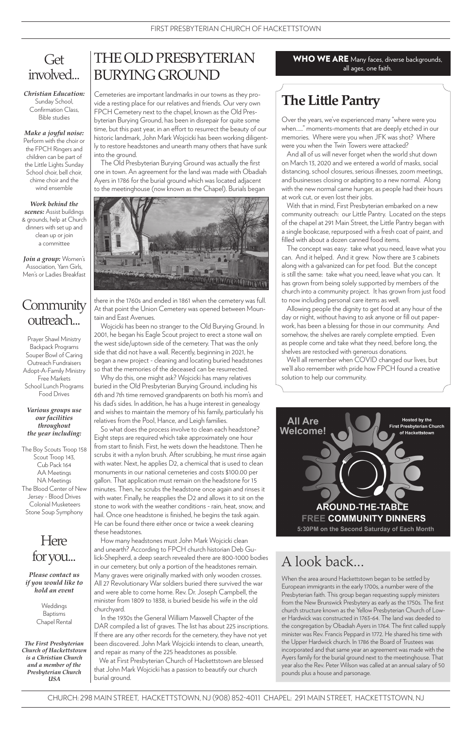## Get involved...

***Christian Education:*** Sunday School, Confirmation Class, Bible studies

***Make a joyful noise:*** Perform with the choir or the FPCH Ringers and children can be part of the Little Lights Sunday School choir, bell choir, chime choir and the wind ensemble

***Work behind the scenes:*** Assist buildings & grounds, help at Church dinners with set up and clean up or join a committee

***Join a group:*** Women's Association, Yarn Girls, Men's or Ladies Breakfast

## Community outreach...

Prayer Shawl Ministry
Backpack Programs
Souper Bowl of Caring
Outreach Fundraisers
Adopt-A-Family Ministry
Free Markets
School Lunch Programs
Food Drives

***Various groups use our facilities throughout the year including:***

The Boy Scouts Troop 158
Scout Troop 143,
Cub Pack 164
AA Meetings
NA Meetings
The Blood Center of New Jersey - Blood Drives
Colonial Musketeers
Stone Soup Symphony

## Here for you...

***Please contact us if you would like to hold an event***

Weddings
Baptisms
Chapel Rental

***The First Presbyterian Church of Hackettstown is a Christian Church and a member of the Presbyterian Church USA***

# THE OLD PRESBYTERIAN BURYING GROUND

Cemeteries are important landmarks in our towns as they provide a resting place for our relatives and friends. Our very own FPCH Cemetery next to the chapel, known as the Old Presbyterian Burying Ground, has been in disrepair for quite some time, but this past year, in an effort to resurrect the beauty of our historic landmark, John Mark Wojcicki has been working diligently to restore headstones and unearth many others that have sunk into the ground.

The Old Presbyterian Burying Ground was actually the first one in town. An agreement for the land was made with Obadiah Ayers in 1786 for the burial ground which was located adjacent to the meetinghouse (now known as the Chapel). Burials began there in the 1760s and ended in 1861 when the cemetery was full. At that point the Union Cemetery was opened between Mountain and East Avenues.

Wojcicki has been no stranger to the Old Burying Ground. In 2001, he began his Eagle Scout project to erect a stone wall on the west side/uptown side of the cemetery. That was the only side that did not have a wall. Recently, beginning in 2021, he began a new project - cleaning and locating buried headstones so that the memories of the deceased can be resurrected.

Why do this, one might ask? Wojcicki has many relatives buried in the Old Presbyterian Burying Ground, including his 6th and 7th time removed grandparents on both his mom's and his dad's sides. In addition, he has a huge interest in genealogy and wishes to maintain the memory of his family, particularly his relatives from the Pool, Hance, and Leigh families.

So what does the process involve to clean each headstone? Eight steps are required which take approximately one hour from start to finish. First, he wets down the headstone. Then he scrubs it with a nylon brush. After scrubbing, he must rinse again with water. Next, he applies D2, a chemical that is used to clean monuments in our national cemeteries and costs $100.00 per gallon. That application must remain on the headstone for 15 minutes. Then, he scrubs the headstone once again and rinses it with water. Finally, he reapplies the D2 and allows it to sit on the stone to work with the weather conditions - rain, heat, snow, and hail. Once one headstone is finished, he begins the task again. He can be found there either once or twice a week cleaning these headstones.

How many headstones must John Mark Wojcicki clean and unearth? According to FPCH church historian Deb Gulick-Shepherd, a deep search revealed there are 800-1000 bodies in our cemetery, but only a portion of the headstones remain. Many graves were originally marked with only wooden crosses. All 27 Revolutionary War soldiers buried there survived the war and were able to come home. Rev. Dr. Joseph Campbell, the minister from 1809 to 1838, is buried beside his wife in the old churchyard.

In the 1930s the General William Maxwell Chapter of the DAR compiled a list of graves. The list has about 225 inscriptions. If there are any other records for the cemetery, they have not yet been discovered. John Mark Wojcicki intends to clean, unearth, and repair as many of the 225 headstones as possible.

We at First Presbyterian Church of Hackettstown are blessed that John Mark Wojcicki has a passion to beautify our church burial ground.

**WHO WE ARE** Many faces, diverse backgrounds, all ages, one faith.

## The Little Pantry

Over the years, we've experienced many "where were you when....." moments-moments that are deeply etched in our memories. Where were you when JFK was shot? Where were you when the Twin Towers were attacked?

And all of us will never forget when the world shut down on March 13, 2020 and we entered a world of masks, social distancing, school closures, serious illnesses, zoom meetings, and businesses closing or adapting to a new normal. Along with the new normal came hunger, as people had their hours at work cut, or even lost their jobs.

With that in mind, First Presbyterian embarked on a new community outreach: our Little Pantry. Located on the steps of the chapel at 291 Main Street, the Little Pantry began with a single bookcase, repurposed with a fresh coat of paint, and filled with about a dozen canned food items.

The concept was easy: take what you need, leave what you can. And it helped. And it grew. Now there are 3 cabinets along with a galvanized can for pet food. But the concept is still the same: take what you need, leave what you can. It has grown from being solely supported by members of the church into a community project. It has grown from just food to now including personal care items as well.

Allowing people the dignity to get food at any hour of the day or night, without having to ask anyone or fill out paperwork, has been a blessing for those in our community. And somehow, the shelves are rarely complete emptied. Even as people come and take what they need, before long, the shelves are restocked with generous donations.

We'll all remember when COVID changed our lives, but we'll also remember with pride how FPCH found a creative solution to help our community.

All Are Welcome!

Hosted by the First Presbyterian Church of Hackettstown

AROUND-THE-TABLE
FREE COMMUNITY DINNERS
5:30PM on the Second Saturday of Each Month

## A look back...

When the area around Hackettstown began to be settled by European immigrants in the early 1700s, a number were of the Presbyterian faith. This group began requesting supply ministers from the New Brunswick Presbytery as early as the 1750s. The first church structure known as the Yellow Presbyterian Church of Lower Hardwick was constructed in 1763-64. The land was deeded to the congregation by Obadiah Ayers in 1764. The first called supply minister was Rev. Francis Peppard in 1772. He shared his time with the Upper Hardwick church. In 1786 the Board of Trustees was incorporated and that same year an agreement was made with the Ayers family for the burial ground next to the meetinghouse. That year also the Rev. Peter Wilson was called at an annual salary of 50 pounds plus a house and parsonage.

CHURCH: 298 MAIN STREET, HACKETTSTOWN, NJ (908) 852-4011 CHAPEL: 291 MAIN STREET, HACKETTSTOWN, NJ